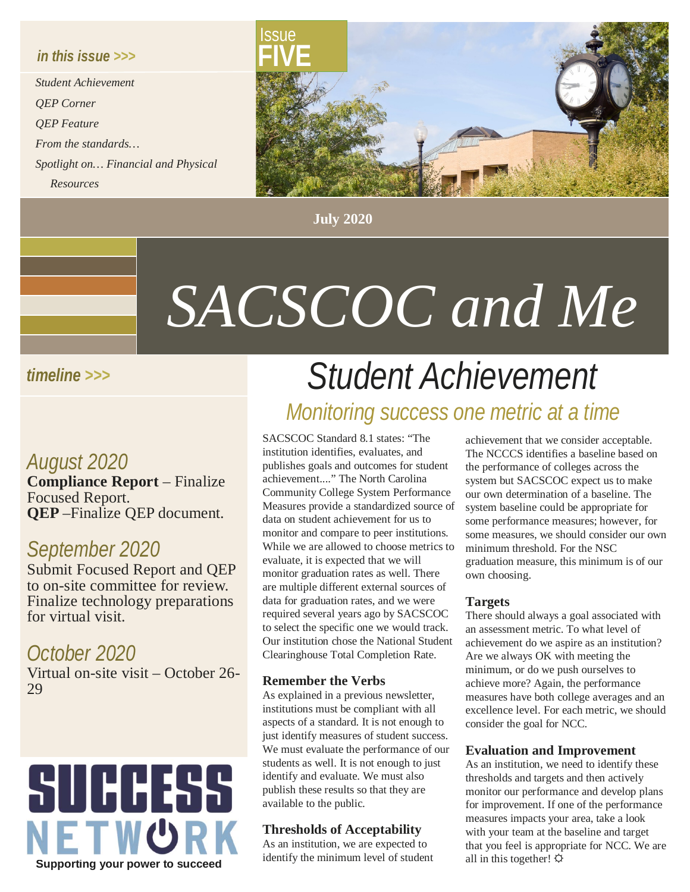*in this issue >>>*

*Student Achievement*
*QEP Corner*
*QEP Feature*
*From the standards…*
*Spotlight on… Financial and Physical Resources*

Issue **FIVE**

**July 2020**

# *SACSCOC and Me*

*timeline >>>*

### *August 2020*
**Compliance Report** – Finalize Focused Report.
**QEP** –Finalize QEP document.

### *September 2020*
Submit Focused Report and QEP to on-site committee for review. Finalize technology preparations for virtual visit.

### *October 2020*
Virtual on-site visit – October 26-29

SUCCESS NETWORK
**Supporting your power to succeed**

## *Student Achievement*

### *Monitoring success one metric at a time*

SACSCOC Standard 8.1 states: "The institution identifies, evaluates, and publishes goals and outcomes for student achievement...." The North Carolina Community College System Performance Measures provide a standardized source of data on student achievement for us to monitor and compare to peer institutions. While we are allowed to choose metrics to evaluate, it is expected that we will monitor graduation rates as well. There are multiple different external sources of data for graduation rates, and we were required several years ago by SACSCOC to select the specific one we would track. Our institution chose the National Student Clearinghouse Total Completion Rate.

**Remember the Verbs**

As explained in a previous newsletter, institutions must be compliant with all aspects of a standard. It is not enough to just identify measures of student success. We must evaluate the performance of our students as well. It is not enough to just identify and evaluate. We must also publish these results so that they are available to the public.

**Thresholds of Acceptability**

As an institution, we are expected to identify the minimum level of student achievement that we consider acceptable. The NCCCS identifies a baseline based on the performance of colleges across the system but SACSCOC expect us to make our own determination of a baseline. The system baseline could be appropriate for some performance measures; however, for some measures, we should consider our own minimum threshold. For the NSC graduation measure, this minimum is of our own choosing.

**Targets**

There should always a goal associated with an assessment metric. To what level of achievement do we aspire as an institution? Are we always OK with meeting the minimum, or do we push ourselves to achieve more? Again, the performance measures have both college averages and an excellence level. For each metric, we should consider the goal for NCC.

**Evaluation and Improvement**

As an institution, we need to identify these thresholds and targets and then actively monitor our performance and develop plans for improvement. If one of the performance measures impacts your area, take a look with your team at the baseline and target that you feel is appropriate for NCC. We are all in this together! ☼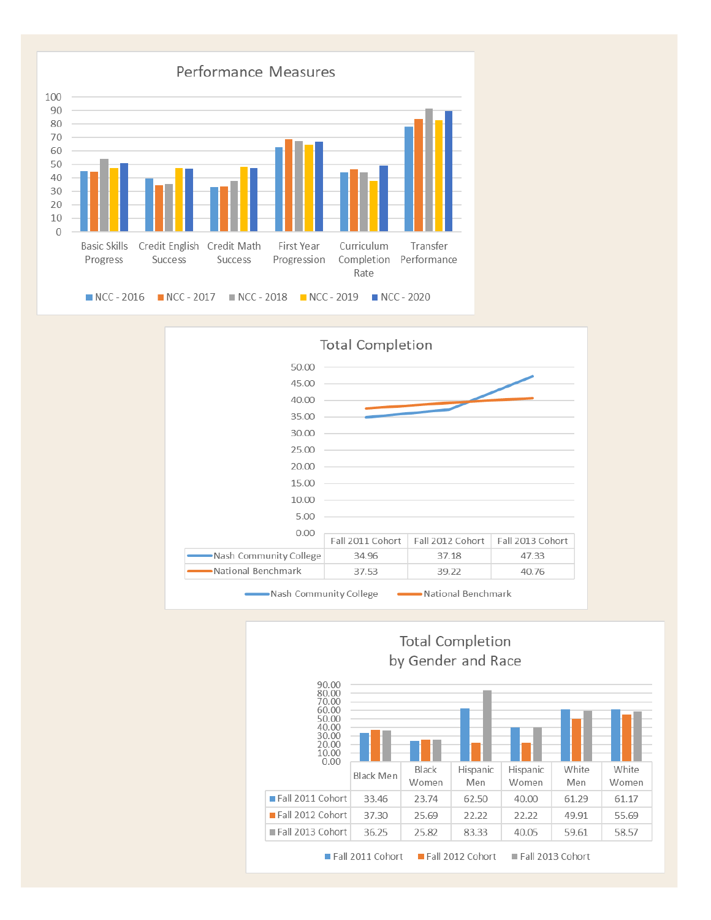## Performance Measures

## Total Completion

| | Fall 2011 Cohort | Fall 2012 Cohort | Fall 2013 Cohort |
|---|---|---|---|
| Nash Community College | 34.96 | 37.18 | 47.33 |
| National Benchmark | 37.53 | 39.22 | 40.76 |

## Total Completion by Gender and Race

| | Black Men | Black Women | Hispanic Men | Hispanic Women | White Men | White Women |
|---|---|---|---|---|---|---|
| Fall 2011 Cohort | 33.46 | 23.74 | 62.50 | 40.00 | 61.29 | 61.17 |
| Fall 2012 Cohort | 37.30 | 25.69 | 22.22 | 22.22 | 49.91 | 55.69 |
| Fall 2013 Cohort | 36.25 | 25.82 | 83.33 | 40.05 | 59.61 | 58.57 |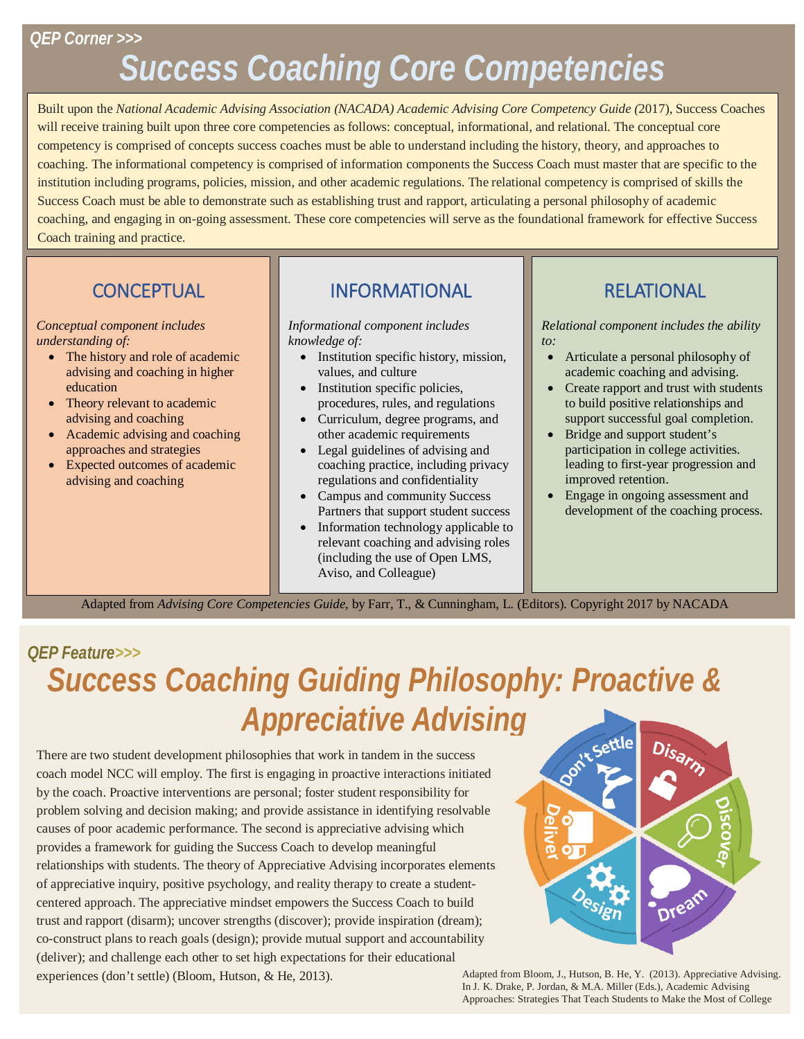QEP Corner >>>

# Success Coaching Core Competencies

Built upon the *National Academic Advising Association (NACADA) Academic Advising Core Competency Guide (*2017), Success Coaches will receive training built upon three core competencies as follows: conceptual, informational, and relational. The conceptual core competency is comprised of concepts success coaches must be able to understand including the history, theory, and approaches to coaching. The informational competency is comprised of information components the Success Coach must master that are specific to the institution including programs, policies, mission, and other academic regulations. The relational competency is comprised of skills the Success Coach must be able to demonstrate such as establishing trust and rapport, articulating a personal philosophy of academic coaching, and engaging in on-going assessment. These core competencies will serve as the foundational framework for effective Success Coach training and practice.

## CONCEPTUAL

*Conceptual component includes understanding of:*

- The history and role of academic advising and coaching in higher education
- Theory relevant to academic advising and coaching
- Academic advising and coaching approaches and strategies
- Expected outcomes of academic advising and coaching

## INFORMATIONAL

*Informational component includes knowledge of:*

- Institution specific history, mission, values, and culture
- Institution specific policies, procedures, rules, and regulations
- Curriculum, degree programs, and other academic requirements
- Legal guidelines of advising and coaching practice, including privacy regulations and confidentiality
- Campus and community Success Partners that support student success
- Information technology applicable to relevant coaching and advising roles (including the use of Open LMS, Aviso, and Colleague)

## RELATIONAL

*Relational component includes the ability to:*

- Articulate a personal philosophy of academic coaching and advising.
- Create rapport and trust with students to build positive relationships and support successful goal completion.
- Bridge and support student's participation in college activities. leading to first-year progression and improved retention.
- Engage in ongoing assessment and development of the coaching process.

Adapted from *Advising Core Competencies Guide,* by Farr, T., & Cunningham, L. (Editors). Copyright 2017 by NACADA

QEP Feature>>>

# Success Coaching Guiding Philosophy: Proactive & Appreciative Advising

There are two student development philosophies that work in tandem in the success coach model NCC will employ. The first is engaging in proactive interactions initiated by the coach. Proactive interventions are personal; foster student responsibility for problem solving and decision making; and provide assistance in identifying resolvable causes of poor academic performance. The second is appreciative advising which provides a framework for guiding the Success Coach to develop meaningful relationships with students. The theory of Appreciative Advising incorporates elements of appreciative inquiry, positive psychology, and reality therapy to create a student-centered approach. The appreciative mindset empowers the Success Coach to build trust and rapport (disarm); uncover strengths (discover); provide inspiration (dream); co-construct plans to reach goals (design); provide mutual support and accountability (deliver); and challenge each other to set high expectations for their educational experiences (don't settle) (Bloom, Hutson, & He, 2013).

Adapted from Bloom, J., Hutson, B. He, Y. (2013). Appreciative Advising. In J. K. Drake, P. Jordan, & M.A. Miller (Eds.), Academic Advising Approaches: Strategies That Teach Students to Make the Most of College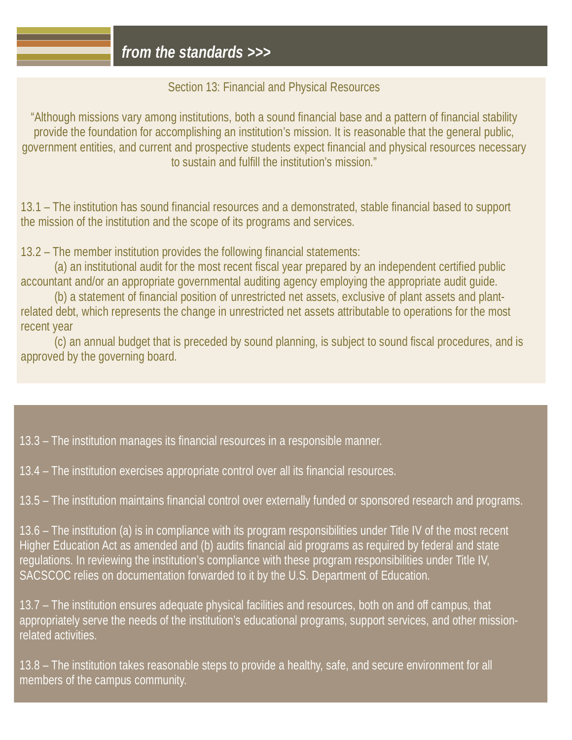## *from the standards >>>*

Section 13: Financial and Physical Resources

"Although missions vary among institutions, both a sound financial base and a pattern of financial stability provide the foundation for accomplishing an institution's mission. It is reasonable that the general public, government entities, and current and prospective students expect financial and physical resources necessary to sustain and fulfill the institution's mission."

13.1 – The institution has sound financial resources and a demonstrated, stable financial based to support the mission of the institution and the scope of its programs and services.

13.2 – The member institution provides the following financial statements:

(a) an institutional audit for the most recent fiscal year prepared by an independent certified public accountant and/or an appropriate governmental auditing agency employing the appropriate audit guide.

(b) a statement of financial position of unrestricted net assets, exclusive of plant assets and plant-related debt, which represents the change in unrestricted net assets attributable to operations for the most recent year

(c) an annual budget that is preceded by sound planning, is subject to sound fiscal procedures, and is approved by the governing board.

13.3 – The institution manages its financial resources in a responsible manner.

13.4 – The institution exercises appropriate control over all its financial resources.

13.5 – The institution maintains financial control over externally funded or sponsored research and programs.

13.6 – The institution (a) is in compliance with its program responsibilities under Title IV of the most recent Higher Education Act as amended and (b) audits financial aid programs as required by federal and state regulations. In reviewing the institution's compliance with these program responsibilities under Title IV, SACSCOC relies on documentation forwarded to it by the U.S. Department of Education.

13.7 – The institution ensures adequate physical facilities and resources, both on and off campus, that appropriately serve the needs of the institution's educational programs, support services, and other mission-related activities.

13.8 – The institution takes reasonable steps to provide a healthy, safe, and secure environment for all members of the campus community.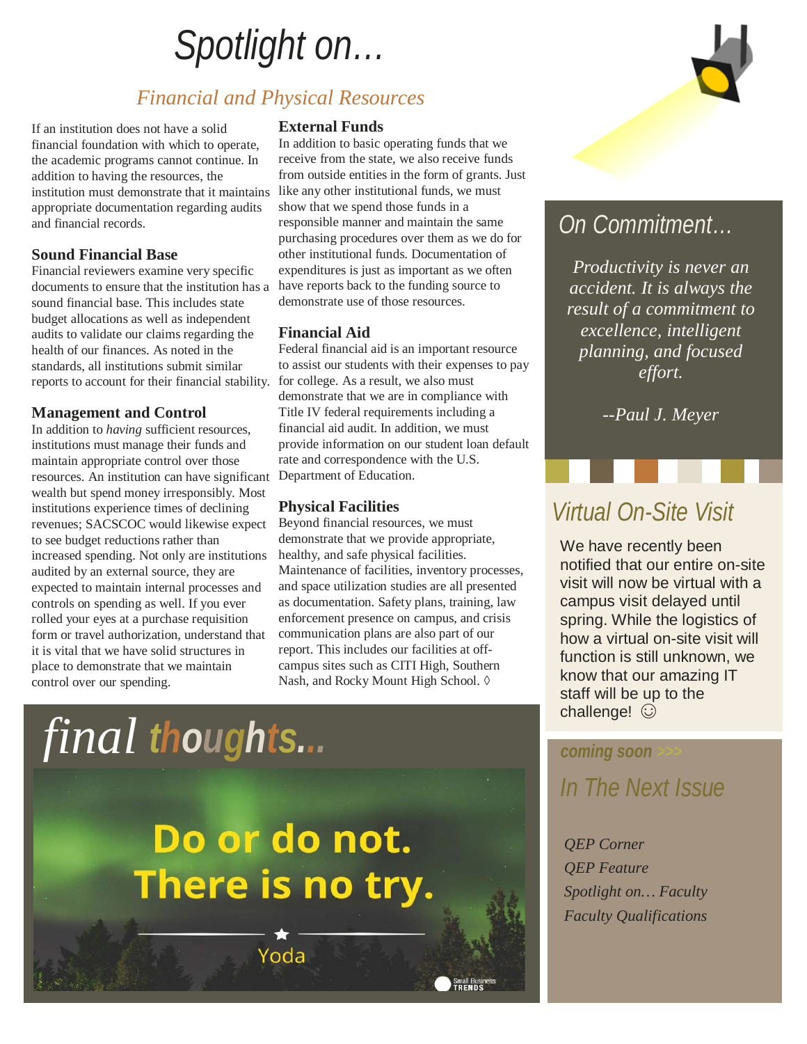# Spotlight on…

## Financial and Physical Resources

If an institution does not have a solid financial foundation with which to operate, the academic programs cannot continue. In addition to having the resources, the institution must demonstrate that it maintains appropriate documentation regarding audits and financial records.

### Sound Financial Base

Financial reviewers examine very specific documents to ensure that the institution has a sound financial base. This includes state budget allocations as well as independent audits to validate our claims regarding the health of our finances. As noted in the standards, all institutions submit similar reports to account for their financial stability.

### Management and Control

In addition to *having* sufficient resources, institutions must manage their funds and maintain appropriate control over those resources. An institution can have significant wealth but spend money irresponsibly. Most institutions experience times of declining revenues; SACSCOC would likewise expect to see budget reductions rather than increased spending. Not only are institutions audited by an external source, they are expected to maintain internal processes and controls on spending as well. If you ever rolled your eyes at a purchase requisition form or travel authorization, understand that it is vital that we have solid structures in place to demonstrate that we maintain control over our spending.

### External Funds

In addition to basic operating funds that we receive from the state, we also receive funds from outside entities in the form of grants. Just like any other institutional funds, we must show that we spend those funds in a responsible manner and maintain the same purchasing procedures over them as we do for other institutional funds. Documentation of expenditures is just as important as we often have reports back to the funding source to demonstrate use of those resources.

### Financial Aid

Federal financial aid is an important resource to assist our students with their expenses to pay for college. As a result, we also must demonstrate that we are in compliance with Title IV federal requirements including a financial aid audit. In addition, we must provide information on our student loan default rate and correspondence with the U.S. Department of Education.

### Physical Facilities

Beyond financial resources, we must demonstrate that we provide appropriate, healthy, and safe physical facilities. Maintenance of facilities, inventory processes, and space utilization studies are all presented as documentation. Safety plans, training, law enforcement presence on campus, and crisis communication plans are also part of our report. This includes our facilities at off-campus sites such as CITI High, Southern Nash, and Rocky Mount High School. ◊

## On Commitment…

*Productivity is never an accident. It is always the result of a commitment to excellence, intelligent planning, and focused effort.*

*--Paul J. Meyer*

## Virtual On-Site Visit

We have recently been notified that our entire on-site visit will now be virtual with a campus visit delayed until spring. While the logistics of how a virtual on-site visit will function is still unknown, we know that our amazing IT staff will be up to the challenge! ☺

## final thoughts…

Do or do not. There is no try.

Yoda

**coming soon >>>**

## In The Next Issue

*QEP Corner*
*QEP Feature*
*Spotlight on… Faculty*
*Faculty Qualifications*